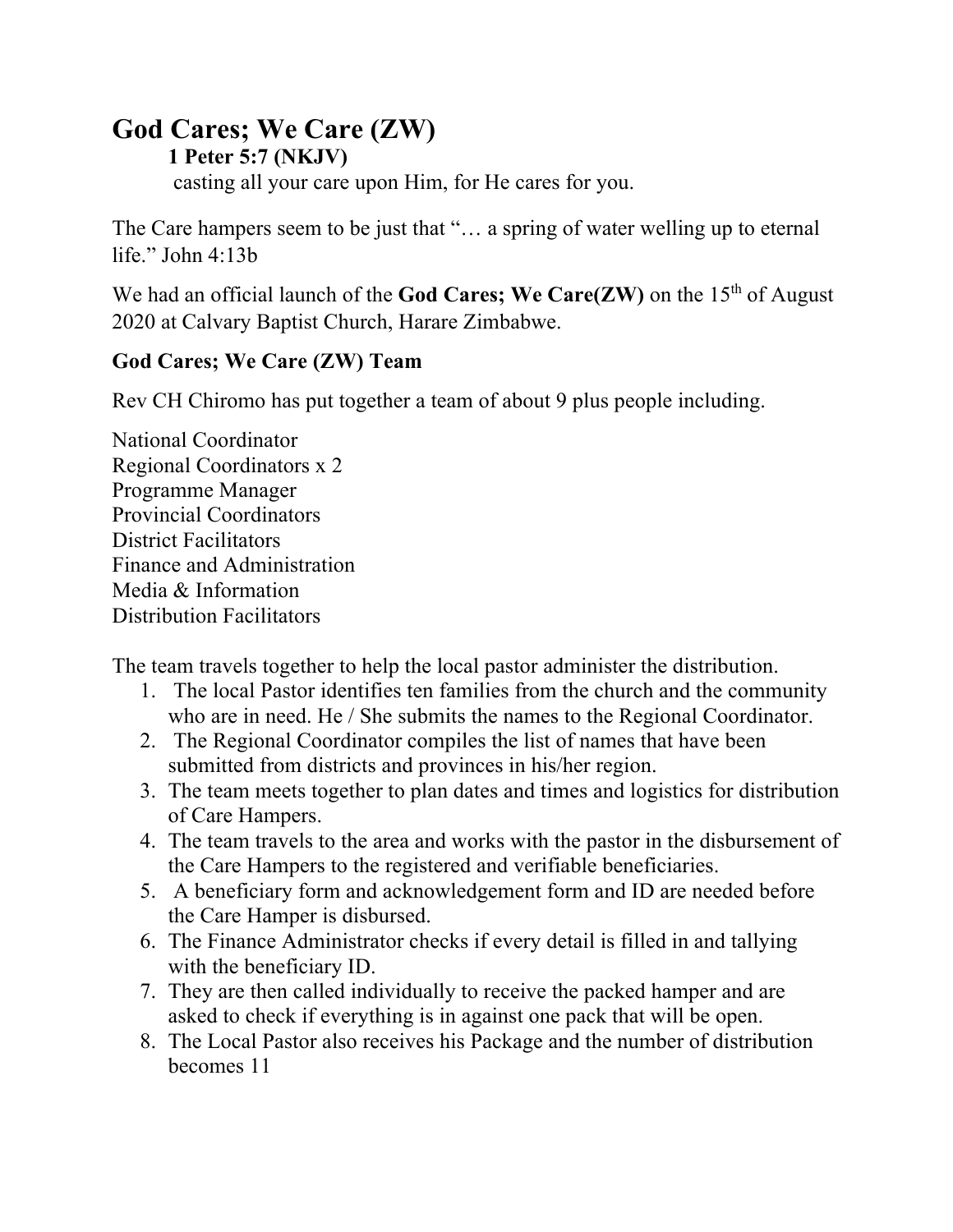# God Cares; We Care (ZW)

**1 Peter 5:7 (NKJV)**

casting all your care upon Him, for He cares for you.

The Care hampers seem to be just that "… a spring of water welling up to eternal life." John 4:13b

We had an official launch of the **God Cares; We Care(ZW)** on the 15th of August 2020 at Calvary Baptist Church, Harare Zimbabwe.

**God Cares; We Care (ZW) Team**

Rev CH Chiromo has put together a team of about 9 plus people including.

National Coordinator
Regional Coordinators x 2
Programme Manager
Provincial Coordinators
District Facilitators
Finance and Administration
Media & Information
Distribution Facilitators

The team travels together to help the local pastor administer the distribution.

1. The local Pastor identifies ten families from the church and the community who are in need. He / She submits the names to the Regional Coordinator.
2. The Regional Coordinator compiles the list of names that have been submitted from districts and provinces in his/her region.
3. The team meets together to plan dates and times and logistics for distribution of Care Hampers.
4. The team travels to the area and works with the pastor in the disbursement of the Care Hampers to the registered and verifiable beneficiaries.
5. A beneficiary form and acknowledgement form and ID are needed before the Care Hamper is disbursed.
6. The Finance Administrator checks if every detail is filled in and tallying with the beneficiary ID.
7. They are then called individually to receive the packed hamper and are asked to check if everything is in against one pack that will be open.
8. The Local Pastor also receives his Package and the number of distribution becomes 11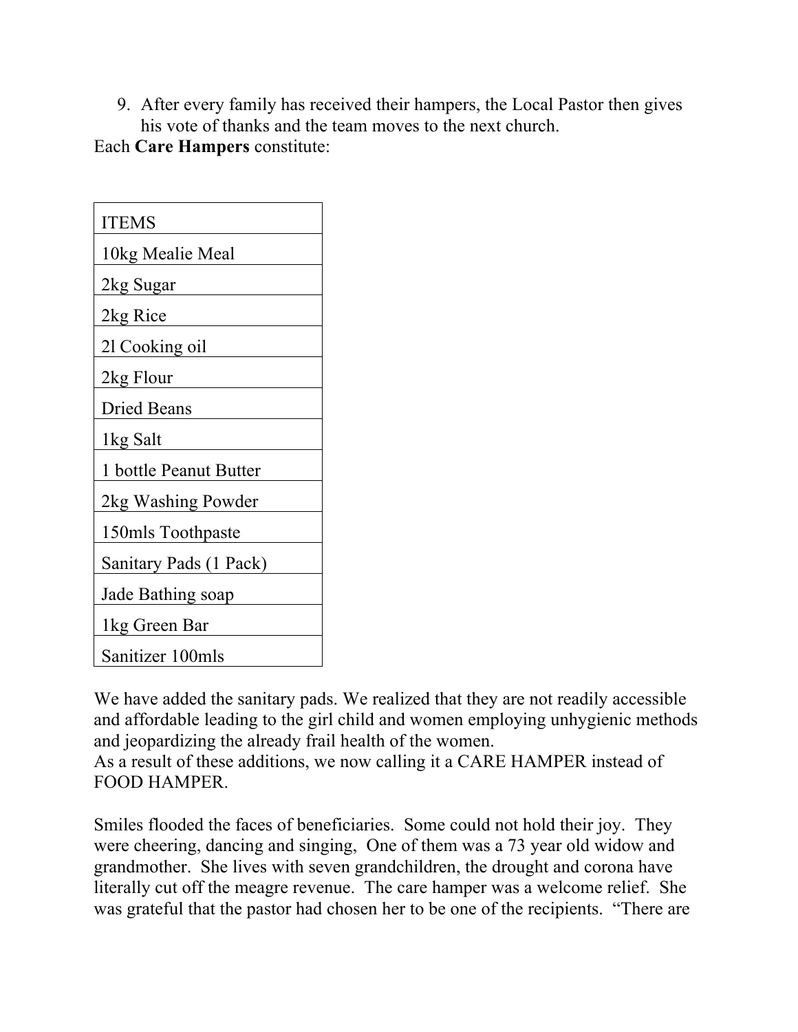9. After every family has received their hampers, the Local Pastor then gives his vote of thanks and the team moves to the next church.

Each **Care Hampers** constitute:

| ITEMS |
|---|
| 10kg Mealie Meal |
| 2kg Sugar |
| 2kg Rice |
| 2l Cooking oil |
| 2kg Flour |
| Dried Beans |
| 1kg Salt |
| 1 bottle Peanut Butter |
| 2kg Washing Powder |
| 150mls Toothpaste |
| Sanitary Pads (1 Pack) |
| Jade Bathing soap |
| 1kg Green Bar |
| Sanitizer 100mls |

We have added the sanitary pads. We realized that they are not readily accessible and affordable leading to the girl child and women employing unhygienic methods and jeopardizing the already frail health of the women.
As a result of these additions, we now calling it a CARE HAMPER instead of FOOD HAMPER.

Smiles flooded the faces of beneficiaries. Some could not hold their joy. They were cheering, dancing and singing, One of them was a 73 year old widow and grandmother. She lives with seven grandchildren, the drought and corona have literally cut off the meagre revenue. The care hamper was a welcome relief. She was grateful that the pastor had chosen her to be one of the recipients. "There are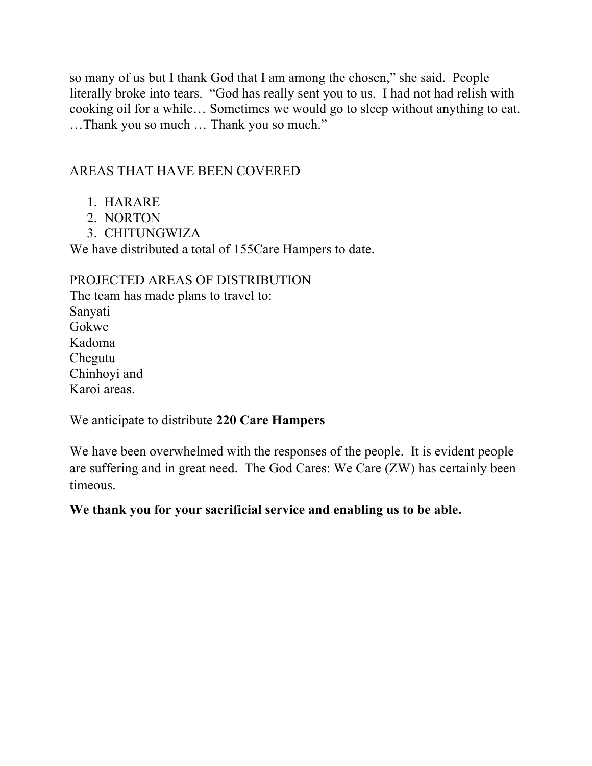so many of us but I thank God that I am among the chosen," she said. People literally broke into tears. "God has really sent you to us. I had not had relish with cooking oil for a while… Sometimes we would go to sleep without anything to eat. …Thank you so much … Thank you so much."

## AREAS THAT HAVE BEEN COVERED

1. HARARE
2. NORTON
3. CHITUNGWIZA

We have distributed a total of 155Care Hampers to date.

## PROJECTED AREAS OF DISTRIBUTION

The team has made plans to travel to:
Sanyati
Gokwe
Kadoma
Chegutu
Chinhoyi and
Karoi areas.

We anticipate to distribute **220 Care Hampers**

We have been overwhelmed with the responses of the people. It is evident people are suffering and in great need. The God Cares: We Care (ZW) has certainly been timeous.

**We thank you for your sacrificial service and enabling us to be able.**